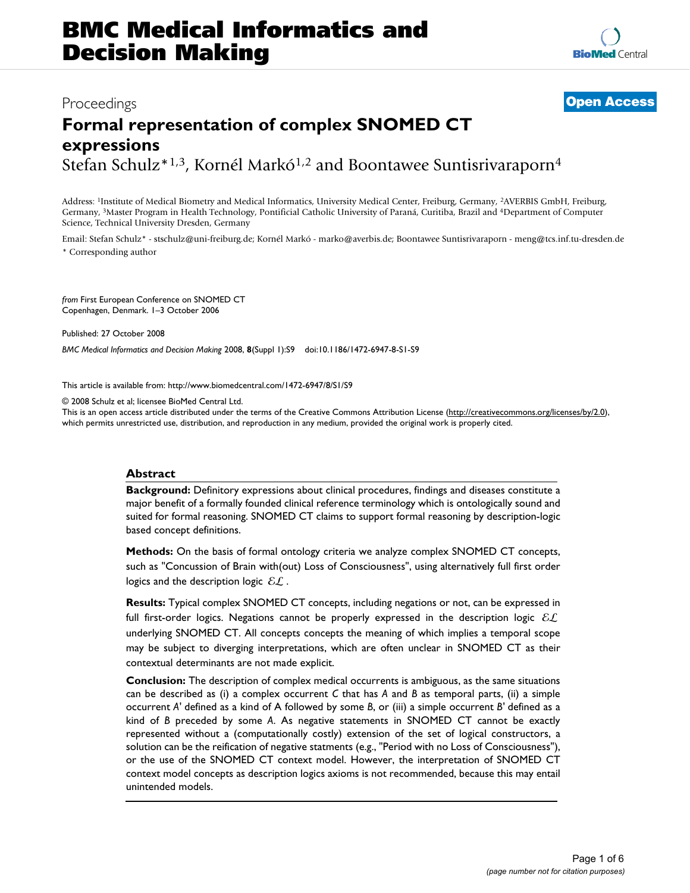# Formal representation of complex SNOMED CT expressions

Stefan Schulz*[1,3], Kornél Markó[1,2] and Boontawee Suntisrivaraporn[4]

Address: [1]Institute of Medical Biometry and Medical Informatics, University Medical Center, Freiburg, Germany, [2]AVERBIS GmbH, Freiburg, Germany, [3]Master Program in Health Technology, Pontificial Catholic University of Paraná, Curitiba, Brazil and [4]Department of Computer Science, Technical University Dresden, Germany

Email: Stefan Schulz* - stschulz@uni-freiburg.de; Kornél Markó - marko@averbis.de; Boontawee Suntisrivaraporn - meng@tcs.inf.tu-dresden.de

\* Corresponding author

*from* First European Conference on SNOMED CT
Copenhagen, Denmark. 1–3 October 2006

Published: 27 October 2008

*BMC Medical Informatics and Decision Making* 2008, **8**(Suppl 1):S9 doi:10.1186/1472-6947-8-S1-S9

This article is available from: http://www.biomedcentral.com/1472-6947/8/S1/S9

© 2008 Schulz et al; licensee BioMed Central Ltd.
This is an open access article distributed under the terms of the Creative Commons Attribution License (http://creativecommons.org/licenses/by/2.0), which permits unrestricted use, distribution, and reproduction in any medium, provided the original work is properly cited.

## Abstract

**Background:** Definitory expressions about clinical procedures, findings and diseases constitute a major benefit of a formally founded clinical reference terminology which is ontologically sound and suited for formal reasoning. SNOMED CT claims to support formal reasoning by description-logic based concept definitions.

**Methods:** On the basis of formal ontology criteria we analyze complex SNOMED CT concepts, such as "Concussion of Brain with(out) Loss of Consciousness", using alternatively full first order logics and the description logic $\mathcal{EL}$ .

**Results:** Typical complex SNOMED CT concepts, including negations or not, can be expressed in full first-order logics. Negations cannot be properly expressed in the description logic $\mathcal{EL}$ underlying SNOMED CT. All concepts concepts the meaning of which implies a temporal scope may be subject to diverging interpretations, which are often unclear in SNOMED CT as their contextual determinants are not made explicit.

**Conclusion:** The description of complex medical occurrents is ambiguous, as the same situations can be described as (i) a complex occurrent *C* that has *A* and *B* as temporal parts, (ii) a simple occurrent *A*' defined as a kind of A followed by some *B*, or (iii) a simple occurrent *B*' defined as a kind of *B* preceded by some *A*. As negative statements in SNOMED CT cannot be exactly represented without a (computationally costly) extension of the set of logical constructors, a solution can be the reification of negative statments (e.g., "Period with no Loss of Consciousness"), or the use of the SNOMED CT context model. However, the interpretation of SNOMED CT context model concepts as description logics axioms is not recommended, because this may entail unintended models.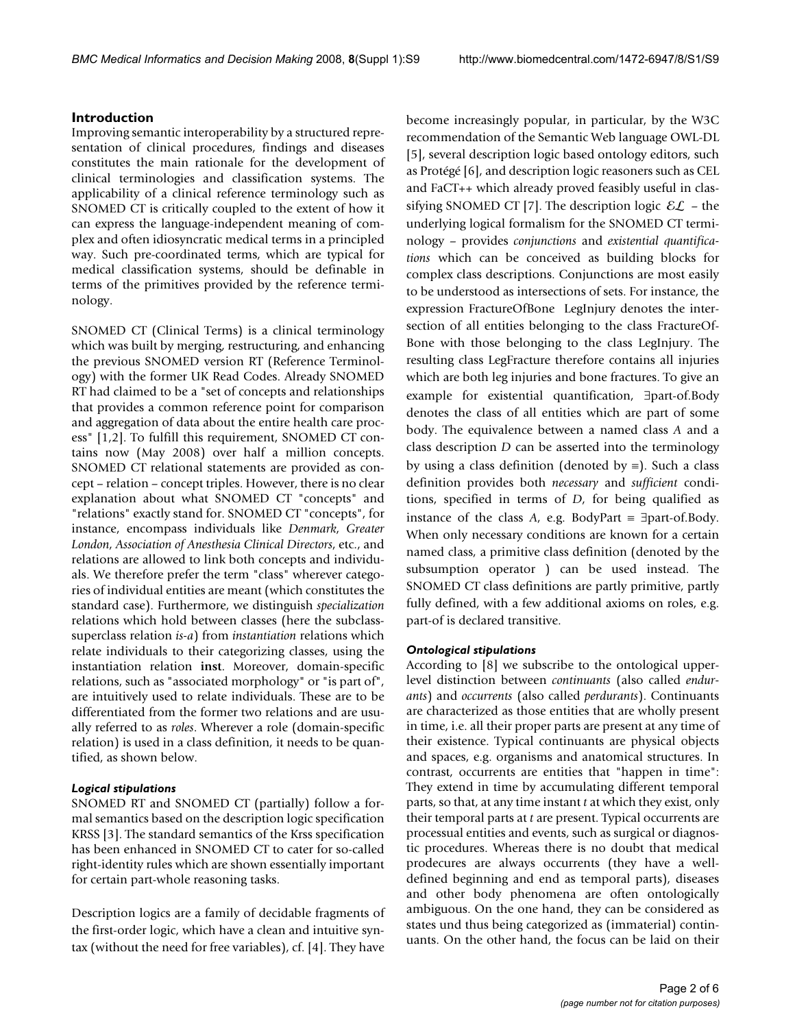## Introduction

Improving semantic interoperability by a structured representation of clinical procedures, findings and diseases constitutes the main rationale for the development of clinical terminologies and classification systems. The applicability of a clinical reference terminology such as SNOMED CT is critically coupled to the extent of how it can express the language-independent meaning of complex and often idiosyncratic medical terms in a principled way. Such pre-coordinated terms, which are typical for medical classification systems, should be definable in terms of the primitives provided by the reference terminology.

SNOMED CT (Clinical Terms) is a clinical terminology which was built by merging, restructuring, and enhancing the previous SNOMED version RT (Reference Terminology) with the former UK Read Codes. Already SNOMED RT had claimed to be a "set of concepts and relationships that provides a common reference point for comparison and aggregation of data about the entire health care process" [1,2]. To fulfill this requirement, SNOMED CT contains now (May 2008) over half a million concepts. SNOMED CT relational statements are provided as concept – relation – concept triples. However, there is no clear explanation about what SNOMED CT "concepts" and "relations" exactly stand for. SNOMED CT "concepts", for instance, encompass individuals like *Denmark*, *Greater London*, *Association of Anesthesia Clinical Directors*, etc., and relations are allowed to link both concepts and individuals. We therefore prefer the term "class" wherever categories of individual entities are meant (which constitutes the standard case). Furthermore, we distinguish *specialization* relations which hold between classes (here the subclass-superclass relation *is-a*) from *instantiation* relations which relate individuals to their categorizing classes, using the instantiation relation **inst**. Moreover, domain-specific relations, such as "associated morphology" or "is part of", are intuitively used to relate individuals. These are to be differentiated from the former two relations and are usually referred to as *roles*. Wherever a role (domain-specific relation) is used in a class definition, it needs to be quantified, as shown below.

### *Logical stipulations*

SNOMED RT and SNOMED CT (partially) follow a formal semantics based on the description logic specification KRSS [3]. The standard semantics of the Krss specification has been enhanced in SNOMED CT to cater for so-called right-identity rules which are shown essentially important for certain part-whole reasoning tasks.

Description logics are a family of decidable fragments of the first-order logic, which have a clean and intuitive syntax (without the need for free variables), cf. [4]. They have become increasingly popular, in particular, by the W3C recommendation of the Semantic Web language OWL-DL [5], several description logic based ontology editors, such as Protégé [6], and description logic reasoners such as CEL and FaCT++ which already proved feasibly useful in classifying SNOMED CT [7]. The description logic $\mathcal{EL}$ – the underlying logical formalism for the SNOMED CT terminology – provides *conjunctions* and *existential quantifications* which can be conceived as building blocks for complex class descriptions. Conjunctions are most easily to be understood as intersections of sets. For instance, the expression FractureOfBone LegInjury denotes the intersection of all entities belonging to the class FractureOfBone with those belonging to the class LegInjury. The resulting class LegFracture therefore contains all injuries which are both leg injuries and bone fractures. To give an example for existential quantification, $\exists$part-of.Body denotes the class of all entities which are part of some body. The equivalence between a named class *A* and a class description *D* can be asserted into the terminology by using a class definition (denoted by $\equiv$). Such a class definition provides both *necessary* and *sufficient* conditions, specified in terms of *D*, for being qualified as instance of the class *A*, e.g. BodyPart $\equiv$ $\exists$part-of.Body. When only necessary conditions are known for a certain named class, a primitive class definition (denoted by the subsumption operator ) can be used instead. The SNOMED CT class definitions are partly primitive, partly fully defined, with a few additional axioms on roles, e.g. part-of is declared transitive.

### *Ontological stipulations*

According to [8] we subscribe to the ontological upper-level distinction between *continuants* (also called *endurants*) and *occurrents* (also called *perdurants*). Continuants are characterized as those entities that are wholly present in time, i.e. all their proper parts are present at any time of their existence. Typical continuants are physical objects and spaces, e.g. organisms and anatomical structures. In contrast, occurrents are entities that "happen in time": They extend in time by accumulating different temporal parts, so that, at any time instant *t* at which they exist, only their temporal parts at *t* are present. Typical occurrents are processual entities and events, such as surgical or diagnostic procedures. Whereas there is no doubt that medical prodecures are always occurrents (they have a well-defined beginning and end as temporal parts), diseases and other body phenomena are often ontologically ambiguous. On the one hand, they can be considered as states und thus being categorized as (immaterial) continuants. On the other hand, the focus can be laid on their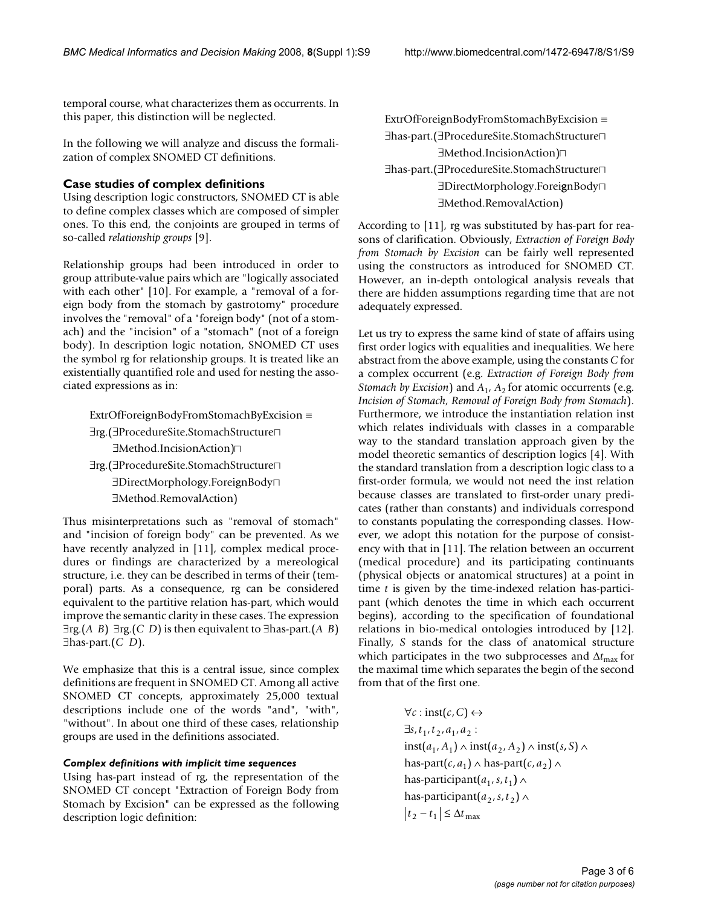temporal course, what characterizes them as occurrents. In this paper, this distinction will be neglected.

In the following we will analyze and discuss the formalization of complex SNOMED CT definitions.

## Case studies of complex definitions

Using description logic constructors, SNOMED CT is able to define complex classes which are composed of simpler ones. To this end, the conjoints are grouped in terms of so-called *relationship groups* [9].

Relationship groups had been introduced in order to group attribute-value pairs which are "logically associated with each other" [10]. For example, a "removal of a foreign body from the stomach by gastrotomy" procedure involves the "removal" of a "foreign body" (not of a stomach) and the "incision" of a "stomach" (not of a foreign body). In description logic notation, SNOMED CT uses the symbol rg for relationship groups. It is treated like an existentially quantified role and used for nesting the associated expressions as in:

$$
\begin{aligned}
&\text{ExtrOfForeignBodyFromStomachByExcision} \equiv \\
&\exists \text{rg}.(\exists \text{ProcedureSite.StomachStructure} \sqcap \\
&\quad \exists \text{Method.IncisionAction}) \sqcap \\
&\exists \text{rg}.(\exists \text{ProcedureSite.StomachStructure} \sqcap \\
&\quad \exists \text{DirectMorphology.ForeignBody} \sqcap \\
&\quad \exists \text{Method.RemovalAction})
\end{aligned}
$$

Thus misinterpretations such as "removal of stomach" and "incision of foreign body" can be prevented. As we have recently analyzed in [11], complex medical procedures or findings are characterized by a mereological structure, i.e. they can be described in terms of their (temporal) parts. As a consequence, rg can be considered equivalent to the partitive relation has-part, which would improve the semantic clarity in these cases. The expression $\exists$rg.($A$ $B$) $\exists$rg.($C$ $D$) is then equivalent to $\exists$has-part.($A$ $B$) $\exists$has-part.($C$ $D$).

We emphasize that this is a central issue, since complex definitions are frequent in SNOMED CT. Among all active SNOMED CT concepts, approximately 25,000 textual descriptions include one of the words "and", "with", "without". In about one third of these cases, relationship groups are used in the definitions associated.

### *Complex definitions with implicit time sequences*

Using has-part instead of rg, the representation of the SNOMED CT concept "Extraction of Foreign Body from Stomach by Excision" can be expressed as the following description logic definition:

$$
\begin{aligned}
&\text{ExtrOfForeignBodyFromStomachByExcision} \equiv \\
&\exists \text{has-part}.(\exists \text{ProcedureSite.StomachStructure} \sqcap \\
&\quad \exists \text{Method.IncisionAction}) \sqcap \\
&\exists \text{has-part}.(\exists \text{ProcedureSite.StomachStructure} \sqcap \\
&\quad \exists \text{DirectMorphology.ForeignBody} \sqcap \\
&\quad \exists \text{Method.RemovalAction})
\end{aligned}
$$

According to [11], rg was substituted by has-part for reasons of clarification. Obviously, *Extraction of Foreign Body from Stomach by Excision* can be fairly well represented using the constructors as introduced for SNOMED CT. However, an in-depth ontological analysis reveals that there are hidden assumptions regarding time that are not adequately expressed.

Let us try to express the same kind of state of affairs using first order logics with equalities and inequalities. We here abstract from the above example, using the constants $C$ for a complex occurrent (e.g. *Extraction of Foreign Body from Stomach by Excision*) and $A_1$, $A_2$ for atomic occurrents (e.g. *Incision of Stomach, Removal of Foreign Body from Stomach*). Furthermore, we introduce the instantiation relation inst which relates individuals with classes in a comparable way to the standard translation approach given by the model theoretic semantics of description logics [4]. With the standard translation from a description logic class to a first-order formula, we would not need the inst relation because classes are translated to first-order unary predicates (rather than constants) and individuals correspond to constants populating the corresponding classes. However, we adopt this notation for the purpose of consistency with that in [11]. The relation between an occurrent (medical procedure) and its participating continuants (physical objects or anatomical structures) at a point in time $t$ is given by the time-indexed relation has-participant (which denotes the time in which each occurrent begins), according to the specification of foundational relations in bio-medical ontologies introduced by [12]. Finally, $S$ stands for the class of anatomical structure which participates in the two subprocesses and $\Delta t_{\max}$ for the maximal time which separates the begin of the second from that of the first one.

$$
\begin{aligned}
&\forall c : \text{inst}(c, C) \leftrightarrow \\
&\exists s, t_1, t_2, a_1, a_2 : \\
&\text{inst}(a_1, A_1) \wedge \text{inst}(a_2, A_2) \wedge \text{inst}(s, S) \wedge \\
&\text{has-part}(c, a_1) \wedge \text{has-part}(c, a_2) \wedge \\
&\text{has-participant}(a_1, s, t_1) \wedge \\
&\text{has-participant}(a_2, s, t_2) \wedge \\
&|t_2 - t_1| \leq \Delta t_{\max}
\end{aligned}
$$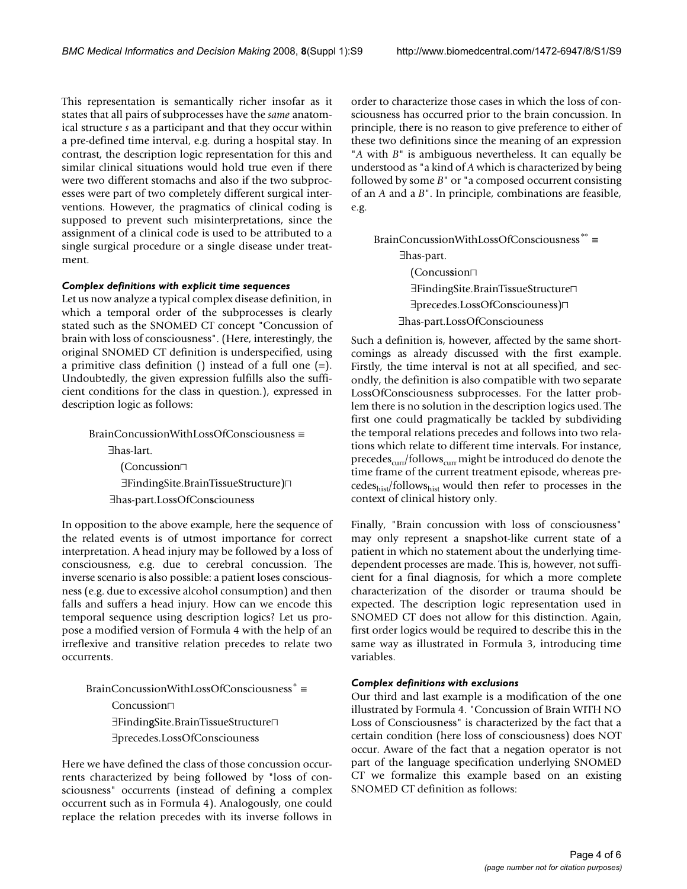This representation is semantically richer insofar as it states that all pairs of subprocesses have the *same* anatomical structure *s* as a participant and that they occur within a pre-defined time interval, e.g. during a hospital stay. In contrast, the description logic representation for this and similar clinical situations would hold true even if there were two different stomachs and also if the two subprocesses were part of two completely different surgical interventions. However, the pragmatics of clinical coding is supposed to prevent such misinterpretations, since the assignment of a clinical code is used to be attributed to a single surgical procedure or a single disease under treatment.

#### *Complex definitions with explicit time sequences*

Let us now analyze a typical complex disease definition, in which a temporal order of the subprocesses is clearly stated such as the SNOMED CT concept "Concussion of brain with loss of consciousness". (Here, interestingly, the original SNOMED CT definition is underspecified, using a primitive class definition () instead of a full one (≡). Undoubtedly, the given expression fulfills also the sufficient conditions for the class in question.), expressed in description logic as follows:

$$
\begin{aligned}
&\text{BrainConcussionWithLossOfConsciousness} \equiv \\
&\quad \exists \text{has-lart.} \\
&\qquad (\text{Concussion} \sqcap \\
&\qquad \exists \text{FindingSite.BrainTissueStructure}) \sqcap \\
&\quad \exists \text{has-part.LossOfConsciouness}
\end{aligned}
$$

In opposition to the above example, here the sequence of the related events is of utmost importance for correct interpretation. A head injury may be followed by a loss of consciousness, e.g. due to cerebral concussion. The inverse scenario is also possible: a patient loses consciousness (e.g. due to excessive alcohol consumption) and then falls and suffers a head injury. How can we encode this temporal sequence using description logics? Let us propose a modified version of Formula 4 with the help of an irreflexive and transitive relation precedes to relate two occurrents.

$$
\begin{aligned}
&\text{BrainConcussionWithLossOfConsciousness}^{*} \equiv \\
&\qquad \text{Concussion} \sqcap \\
&\qquad \exists \text{FindingSite.BrainTissueStructure} \sqcap \\
&\qquad \exists \text{precedes.LossOfConsciouness}
\end{aligned}
$$

Here we have defined the class of those concussion occurrents characterized by being followed by "loss of consciousness" occurrents (instead of defining a complex occurrent such as in Formula 4). Analogously, one could replace the relation precedes with its inverse follows in order to characterize those cases in which the loss of consciousness has occurred prior to the brain concussion. In principle, there is no reason to give preference to either of these two definitions since the meaning of an expression "*A* with *B*" is ambiguous nevertheless. It can equally be understood as "a kind of *A* which is characterized by being followed by some *B*" or "a composed occurrent consisting of an *A* and a *B*". In principle, combinations are feasible, e.g.

$$
\begin{aligned}
&\text{BrainConcussionWithLossOfConsciousness}^{**} \equiv \\
&\quad \exists \text{has-part.} \\
&\qquad (\text{Concussion} \sqcap \\
&\qquad \exists \text{FindingSite.BrainTissueStructure} \sqcap \\
&\qquad \exists \text{precedes.LossOfConsciouness}) \sqcap \\
&\quad \exists \text{has-part.LossOfConsciouness}
\end{aligned}
$$

Such a definition is, however, affected by the same shortcomings as already discussed with the first example. Firstly, the time interval is not at all specified, and secondly, the definition is also compatible with two separate LossOfConsciousness subprocesses. For the latter problem there is no solution in the description logics used. The first one could pragmatically be tackled by subdividing the temporal relations precedes and follows into two relations which relate to different time intervals. For instance, $\text{precedes}_{curr}/\text{follows}_{curr}$ might be introduced do denote the time frame of the current treatment episode, whereas $\text{precedes}_{hist}/\text{follows}_{hist}$ would then refer to processes in the context of clinical history only.

Finally, "Brain concussion with loss of consciousness" may only represent a snapshot-like current state of a patient in which no statement about the underlying time-dependent processes are made. This is, however, not sufficient for a final diagnosis, for which a more complete characterization of the disorder or trauma should be expected. The description logic representation used in SNOMED CT does not allow for this distinction. Again, first order logics would be required to describe this in the same way as illustrated in Formula 3, introducing time variables.

#### *Complex definitions with exclusions*

Our third and last example is a modification of the one illustrated by Formula 4. "Concussion of Brain WITH NO Loss of Consciousness" is characterized by the fact that a certain condition (here loss of consciousness) does NOT occur. Aware of the fact that a negation operator is not part of the language specification underlying SNOMED CT we formalize this example based on an existing SNOMED CT definition as follows: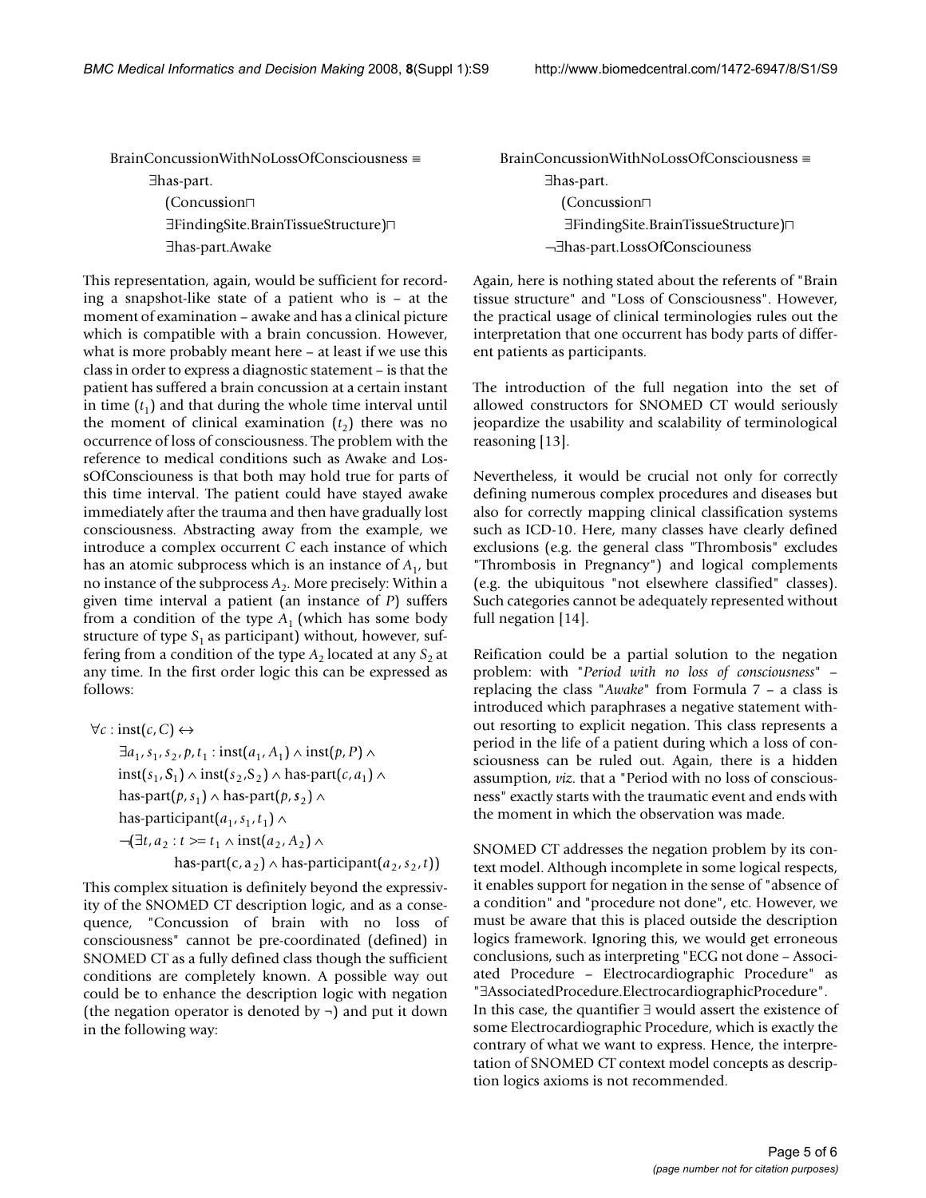$$
\begin{aligned}
&\text{BrainConcussionWithNoLossOfConsciousness} \equiv \\
&\quad \exists\text{has-part.} \\
&\quad\quad (\text{Concussion} \sqcap \\
&\quad\quad \exists\text{FindingSite.BrainTissueStructure}) \sqcap \\
&\quad\quad \exists\text{has-part.Awake}
\end{aligned}
$$

This representation, again, would be sufficient for recording a snapshot-like state of a patient who is – at the moment of examination – awake and has a clinical picture which is compatible with a brain concussion. However, what is more probably meant here – at least if we use this class in order to express a diagnostic statement – is that the patient has suffered a brain concussion at a certain instant in time ($t_1$) and that during the whole time interval until the moment of clinical examination ($t_2$) there was no occurrence of loss of consciousness. The problem with the reference to medical conditions such as Awake and LossOfConsciouness is that both may hold true for parts of this time interval. The patient could have stayed awake immediately after the trauma and then have gradually lost consciousness. Abstracting away from the example, we introduce a complex occurrent $C$ each instance of which has an atomic subprocess which is an instance of $A_1$, but no instance of the subprocess $A_2$. More precisely: Within a given time interval a patient (an instance of $P$) suffers from a condition of the type $A_1$ (which has some body structure of type $S_1$ as participant) without, however, suffering from a condition of the type $A_2$ located at any $S_2$ at any time. In the first order logic this can be expressed as follows:

$$
\begin{aligned}
&\forall c : \text{inst}(c, C) \leftrightarrow \\
&\quad \exists a_1, s_1, s_2, p, t_1 : \text{inst}(a_1, A_1) \wedge \text{inst}(p, P) \wedge \\
&\quad \text{inst}(s_1, S_1) \wedge \text{inst}(s_2, S_2) \wedge \text{has-part}(c, a_1) \wedge \\
&\quad \text{has-part}(p, s_1) \wedge \text{has-part}(p, s_2) \wedge \\
&\quad \text{has-participant}(a_1, s_1, t_1) \wedge \\
&\quad \neg(\exists t, a_2 : t >= t_1 \wedge \text{inst}(a_2, A_2) \wedge \\
&\quad\quad\quad \text{has-part}(c, a_2) \wedge \text{has-participant}(a_2, s_2, t))
\end{aligned}
$$

This complex situation is definitely beyond the expressivity of the SNOMED CT description logic, and as a consequence, "Concussion of brain with no loss of consciousness" cannot be pre-coordinated (defined) in SNOMED CT as a fully defined class though the sufficient conditions are completely known. A possible way out could be to enhance the description logic with negation (the negation operator is denoted by ¬) and put it down in the following way:

$$
\begin{aligned}
&\text{BrainConcussionWithNoLossOfConsciousness} \equiv \\
&\quad \exists\text{has-part.} \\
&\quad\quad (\text{Concussion} \sqcap \\
&\quad\quad \exists\text{FindingSite.BrainTissueStructure}) \sqcap \\
&\quad \neg\exists\text{has-part.LossOfConsciouness}
\end{aligned}
$$

Again, here is nothing stated about the referents of "Brain tissue structure" and "Loss of Consciousness". However, the practical usage of clinical terminologies rules out the interpretation that one occurrent has body parts of different patients as participants.

The introduction of the full negation into the set of allowed constructors for SNOMED CT would seriously jeopardize the usability and scalability of terminological reasoning [13].

Nevertheless, it would be crucial not only for correctly defining numerous complex procedures and diseases but also for correctly mapping clinical classification systems such as ICD-10. Here, many classes have clearly defined exclusions (e.g. the general class "Thrombosis" excludes "Thrombosis in Pregnancy") and logical complements (e.g. the ubiquitous "not elsewhere classified" classes). Such categories cannot be adequately represented without full negation [14].

Reification could be a partial solution to the negation problem: with "*Period with no loss of consciousness*" – replacing the class "*Awake*" from Formula 7 – a class is introduced which paraphrases a negative statement without resorting to explicit negation. This class represents a period in the life of a patient during which a loss of consciousness can be ruled out. Again, there is a hidden assumption, *viz.* that a "Period with no loss of consciousness" exactly starts with the traumatic event and ends with the moment in which the observation was made.

SNOMED CT addresses the negation problem by its context model. Although incomplete in some logical respects, it enables support for negation in the sense of "absence of a condition" and "procedure not done", etc. However, we must be aware that this is placed outside the description logics framework. Ignoring this, we would get erroneous conclusions, such as interpreting "ECG not done – Associated Procedure – Electrocardiographic Procedure" as "∃AssociatedProcedure.ElectrocardiographicProcedure". In this case, the quantifier ∃ would assert the existence of some Electrocardiographic Procedure, which is exactly the contrary of what we want to express. Hence, the interpretation of SNOMED CT context model concepts as description logics axioms is not recommended.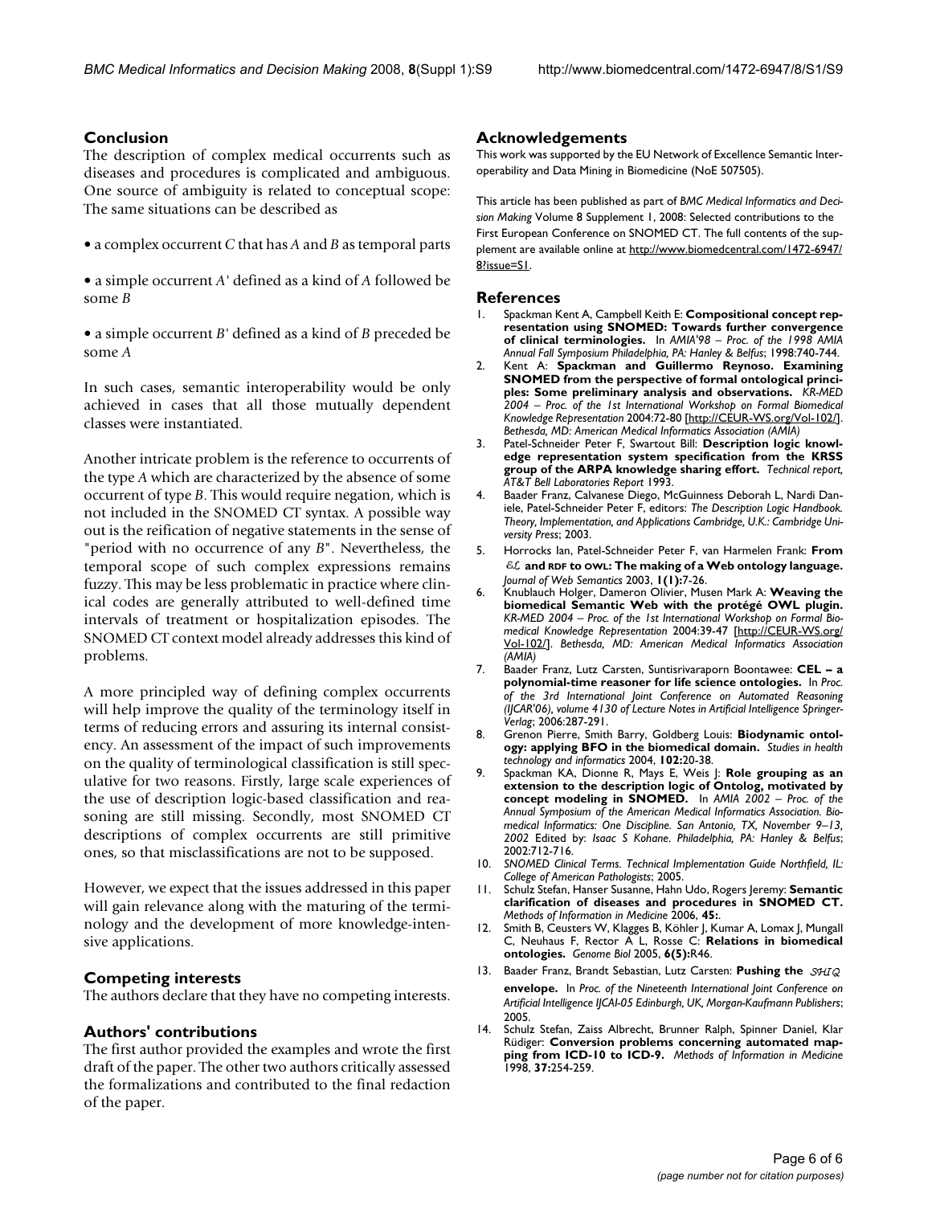## Conclusion

The description of complex medical occurrents such as diseases and procedures is complicated and ambiguous. One source of ambiguity is related to conceptual scope: The same situations can be described as

- a complex occurrent *C* that has *A* and *B* as temporal parts
- a simple occurrent *A'* defined as a kind of *A* followed be some *B*
- a simple occurrent *B'* defined as a kind of *B* preceded be some *A*

In such cases, semantic interoperability would be only achieved in cases that all those mutually dependent classes were instantiated.

Another intricate problem is the reference to occurrents of the type *A* which are characterized by the absence of some occurrent of type *B*. This would require negation, which is not included in the SNOMED CT syntax. A possible way out is the reification of negative statements in the sense of "period with no occurrence of any *B*". Nevertheless, the temporal scope of such complex expressions remains fuzzy. This may be less problematic in practice where clinical codes are generally attributed to well-defined time intervals of treatment or hospitalization episodes. The SNOMED CT context model already addresses this kind of problems.

A more principled way of defining complex occurrents will help improve the quality of the terminology itself in terms of reducing errors and assuring its internal consistency. An assessment of the impact of such improvements on the quality of terminological classification is still speculative for two reasons. Firstly, large scale experiences of the use of description logic-based classification and reasoning are still missing. Secondly, most SNOMED CT descriptions of complex occurrents are still primitive ones, so that misclassifications are not to be supposed.

However, we expect that the issues addressed in this paper will gain relevance along with the maturing of the terminology and the development of more knowledge-intensive applications.

## Competing interests

The authors declare that they have no competing interests.

## Authors' contributions

The first author provided the examples and wrote the first draft of the paper. The other two authors critically assessed the formalizations and contributed to the final redaction of the paper.

## Acknowledgements

This work was supported by the EU Network of Excellence Semantic Interoperability and Data Mining in Biomedicine (NoE 507505).

This article has been published as part of *BMC Medical Informatics and Decision Making* Volume 8 Supplement 1, 2008: Selected contributions to the First European Conference on SNOMED CT. The full contents of the supplement are available online at http://www.biomedcentral.com/1472-6947/8?issue=S1.

## References

1. Spackman Kent A, Campbell Keith E: **Compositional concept representation using SNOMED: Towards further convergence of clinical terminologies.** In *AMIA'98 – Proc. of the 1998 AMIA Annual Fall Symposium Philadelphia, PA: Hanley & Belfus*; 1998:740-744.
2. Kent A: **Spackman and Guillermo Reynoso. Examining SNOMED from the perspective of formal ontological principles: Some preliminary analysis and observations.** *KR-MED 2004 – Proc. of the 1st International Workshop on Formal Biomedical Knowledge Representation* 2004:72-80 [http://CEUR-WS.org/Vol-102/]. *Bethesda, MD: American Medical Informatics Association (AMIA)*
3. Patel-Schneider Peter F, Swartout Bill: **Description logic knowledge representation system specification from the KRSS group of the ARPA knowledge sharing effort.** *Technical report, AT&T Bell Laboratories Report* 1993.
4. Baader Franz, Calvanese Diego, McGuinness Deborah L, Nardi Daniele, Patel-Schneider Peter F, editors: *The Description Logic Handbook. Theory, Implementation, and Applications Cambridge, U.K.: Cambridge University Press*; 2003.
5. Horrocks Ian, Patel-Schneider Peter F, van Harmelen Frank: **From $\mathcal{EL}$ and RDF to OWL: The making of a Web ontology language.** *Journal of Web Semantics* 2003, **1(1):**7-26.
6. Knublauch Holger, Dameron Olivier, Musen Mark A: **Weaving the biomedical Semantic Web with the protégé OWL plugin.** *KR-MED 2004 – Proc. of the 1st International Workshop on Formal Biomedical Knowledge Representation* 2004:39-47 [http://CEUR-WS.org/Vol-102/]. *Bethesda, MD: American Medical Informatics Association (AMIA)*
7. Baader Franz, Lutz Carsten, Suntisrivaraporn Boontawee: **CEL – a polynomial-time reasoner for life science ontologies.** In *Proc. of the 3rd International Joint Conference on Automated Reasoning (IJCAR'06), volume 4130 of Lecture Notes in Artificial Intelligence Springer-Verlag*; 2006:287-291.
8. Grenon Pierre, Smith Barry, Goldberg Louis: **Biodynamic ontology: applying BFO in the biomedical domain.** *Studies in health technology and informatics* 2004, **102:**20-38.
9. Spackman KA, Dionne R, Mays E, Weis J: **Role grouping as an extension to the description logic of Ontolog, motivated by concept modeling in SNOMED.** In *AMIA 2002 – Proc. of the Annual Symposium of the American Medical Informatics Association. Biomedical Informatics: One Discipline. San Antonio, TX, November 9–13, 2002* Edited by: *Isaac S Kohane. Philadelphia, PA: Hanley & Belfus*; 2002:712-716.
10. *SNOMED Clinical Terms. Technical Implementation Guide Northfield, IL: College of American Pathologists*; 2005.
11. Schulz Stefan, Hanser Susanne, Hahn Udo, Rogers Jeremy: **Semantic clarification of diseases and procedures in SNOMED CT.** *Methods of Information in Medicine* 2006, **45:**.
12. Smith B, Ceusters W, Klagges B, Köhler J, Kumar A, Lomax J, Mungall C, Neuhaus F, Rector A L, Rosse C: **Relations in biomedical ontologies.** *Genome Biol* 2005, **6(5):**R46.
13. Baader Franz, Brandt Sebastian, Lutz Carsten: **Pushing the $\mathcal{SHIQ}$ envelope.** In *Proc. of the Nineteenth International Joint Conference on Artificial Intelligence IJCAI-05 Edinburgh, UK, Morgan-Kaufmann Publishers*; 2005.
14. Schulz Stefan, Zaiss Albrecht, Brunner Ralph, Spinner Daniel, Klar Rüdiger: **Conversion problems concerning automated mapping from ICD-10 to ICD-9.** *Methods of Information in Medicine* 1998, **37:**254-259.